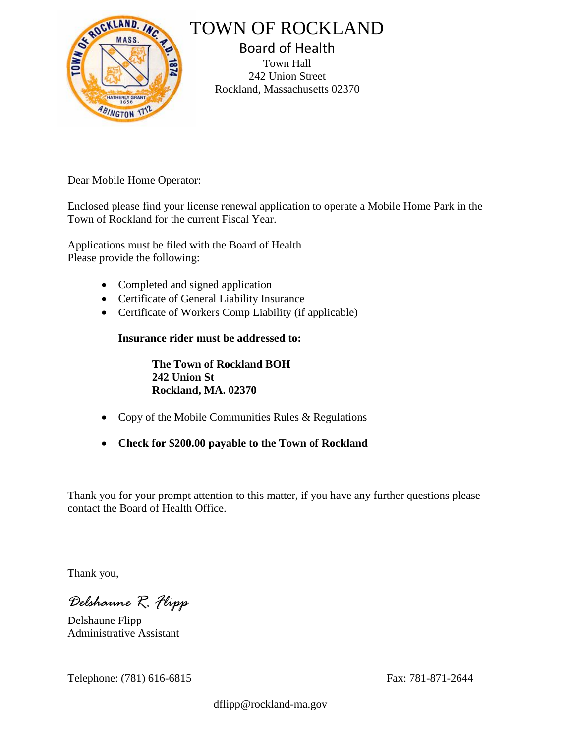# TOWN OF ROCKLAND

## Board of Health

Town Hall
242 Union Street
Rockland, Massachusetts 02370

Dear Mobile Home Operator:

Enclosed please find your license renewal application to operate a Mobile Home Park in the Town of Rockland for the current Fiscal Year.

Applications must be filed with the Board of Health
Please provide the following:

- Completed and signed application
- Certificate of General Liability Insurance
- Certificate of Workers Comp Liability (if applicable)

  **Insurance rider must be addressed to:**

  **The Town of Rockland BOH**
  **242 Union St**
  **Rockland, MA. 02370**

- Copy of the Mobile Communities Rules & Regulations
- **Check for $200.00 payable to the Town of Rockland**

Thank you for your prompt attention to this matter, if you have any further questions please contact the Board of Health Office.

Thank you,

*Delshaune R. Flipp*

Delshaune Flipp
Administrative Assistant

Telephone: (781) 616-6815

Fax: 781-871-2644

dflipp@rockland-ma.gov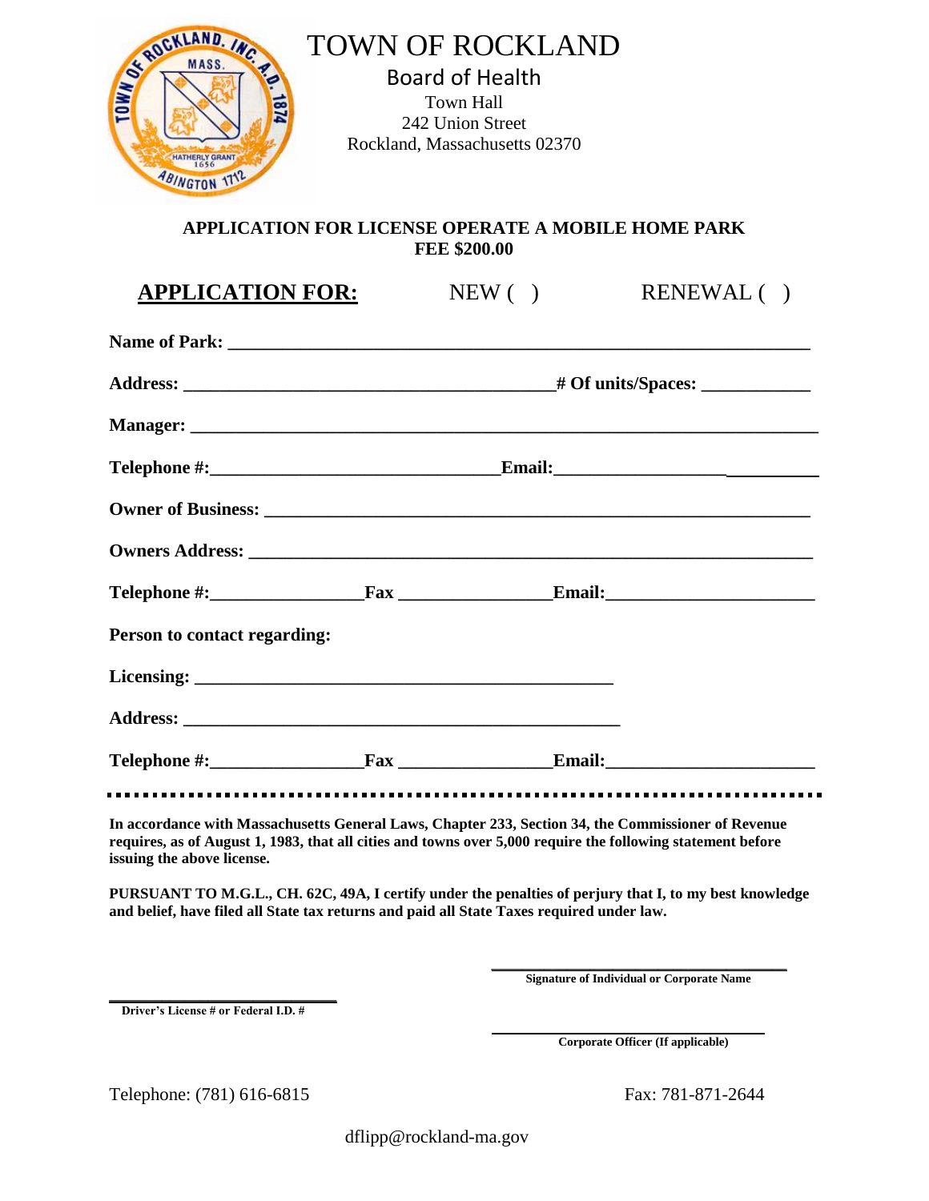# TOWN OF ROCKLAND

## Board of Health

Town Hall
242 Union Street
Rockland, Massachusetts 02370

**APPLICATION FOR LICENSE OPERATE A MOBILE HOME PARK**
**FEE $200.00**

**APPLICATION FOR:** NEW ( ) RENEWAL ( )

**Name of Park:** ______________________________________________________________

**Address:** ________________________________________**# Of units/Spaces:** ___________

**Manager:** _______________________________________________________________

**Telephone #:**_______________________________**Email:**______________________________

**Owner of Business:** ___________________________________________________________

**Owners Address:** _____________________________________________________________

**Telephone #:**________________**Fax** ________________**Email:**______________________

**Person to contact regarding:**

**Licensing:** _____________________________________________

**Address:** _______________________________________________

**Telephone #:**________________**Fax** ________________**Email:**______________________

**In accordance with Massachusetts General Laws, Chapter 233, Section 34, the Commissioner of Revenue requires, as of August 1, 1983, that all cities and towns over 5,000 require the following statement before issuing the above license.**

**PURSUANT TO M.G.L., CH. 62C, 49A, I certify under the penalties of perjury that I, to my best knowledge and belief, have filed all State tax returns and paid all State Taxes required under law.**

___________________________________
**Signature of Individual or Corporate Name**

___________________________
**Driver's License # or Federal I.D. #**

___________________________________
**Corporate Officer (If applicable)**

Telephone: (781) 616-6815 Fax: 781-871-2644

dflipp@rockland-ma.gov